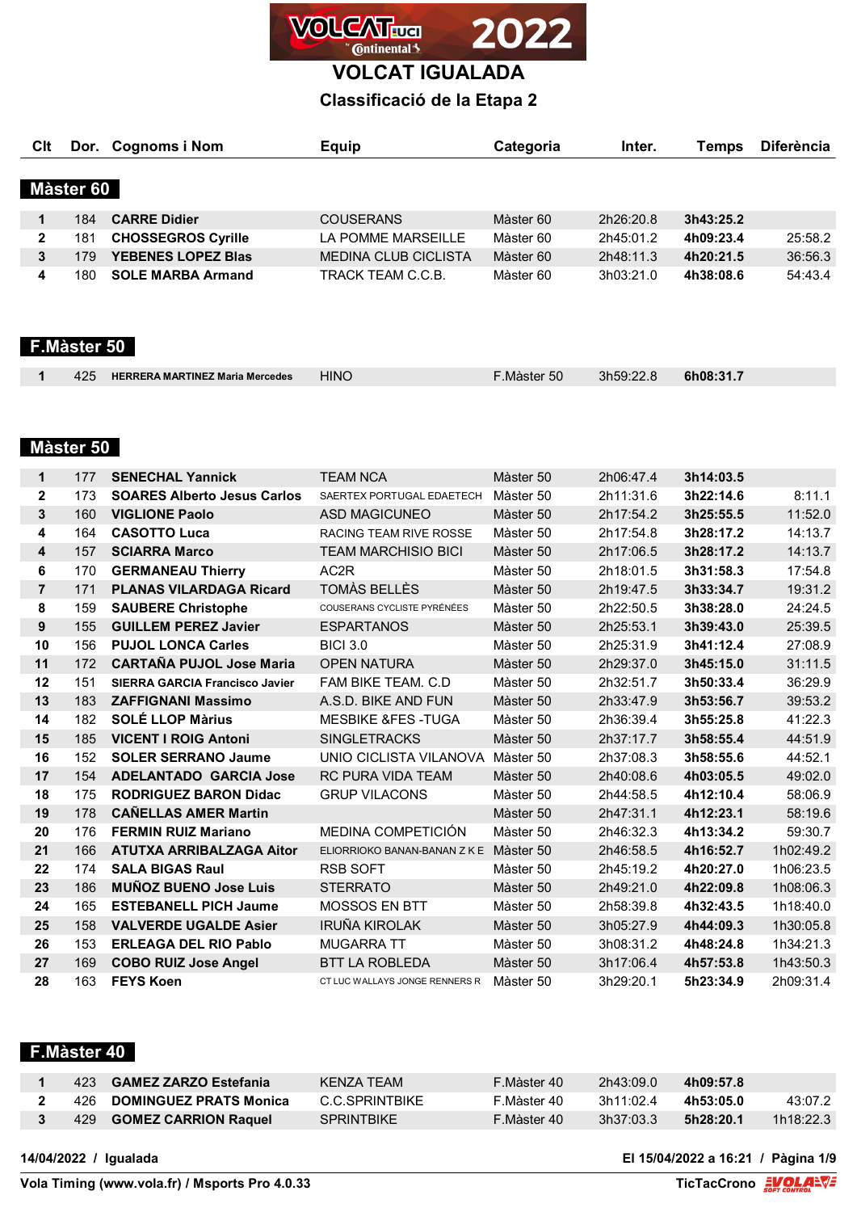# VOLCAT IGUALADA

## Classificació de la Etapa 2

### Màster 60

| Clt | Dor. | Cognoms i Nom | Equip | Categoria | Inter. | Temps | Diferència |
|---|---|---|---|---|---|---|---|
| 1 | 184 | **CARRE Didier** | COUSERANS | Màster 60 | 2h26:20.8 | **3h43:25.2** | |
| 2 | 181 | **CHOSSEGROS Cyrille** | LA POMME MARSEILLE | Màster 60 | 2h45:01.2 | **4h09:23.4** | 25:58.2 |
| 3 | 179 | **YEBENES LOPEZ Blas** | MEDINA CLUB CICLISTA | Màster 60 | 2h48:11.3 | **4h20:21.5** | 36:56.3 |
| 4 | 180 | **SOLE MARBA Armand** | TRACK TEAM C.C.B. | Màster 60 | 3h03:21.0 | **4h38:08.6** | 54:43.4 |

### F.Màster 50

| Clt | Dor. | Cognoms i Nom | Equip | Categoria | Inter. | Temps | Diferència |
|---|---|---|---|---|---|---|---|
| 1 | 425 | **HERRERA MARTINEZ Maria Mercedes** | HINO | F.Màster 50 | 3h59:22.8 | **6h08:31.7** | |

### Màster 50

| Clt | Dor. | Cognoms i Nom | Equip | Categoria | Inter. | Temps | Diferència |
|---|---|---|---|---|---|---|---|
| 1 | 177 | **SENECHAL Yannick** | TEAM NCA | Màster 50 | 2h06:47.4 | **3h14:03.5** | |
| 2 | 173 | **SOARES Alberto Jesus Carlos** | SAERTEX PORTUGAL EDAETECH | Màster 50 | 2h11:31.6 | **3h22:14.6** | 8:11.1 |
| 3 | 160 | **VIGLIONE Paolo** | ASD MAGICUNEO | Màster 50 | 2h17:54.2 | **3h25:55.5** | 11:52.0 |
| 4 | 164 | **CASOTTO Luca** | RACING TEAM RIVE ROSSE | Màster 50 | 2h17:54.8 | **3h28:17.2** | 14:13.7 |
| 4 | 157 | **SCIARRA Marco** | TEAM MARCHISIO BICI | Màster 50 | 2h17:06.5 | **3h28:17.2** | 14:13.7 |
| 6 | 170 | **GERMANEAU Thierry** | AC2R | Màster 50 | 2h18:01.5 | **3h31:58.3** | 17:54.8 |
| 7 | 171 | **PLANAS VILARDAGA Ricard** | TOMÀS BELLÈS | Màster 50 | 2h19:47.5 | **3h33:34.7** | 19:31.2 |
| 8 | 159 | **SAUBERE Christophe** | COUSERANS CYCLISTE PYRÉNÉES | Màster 50 | 2h22:50.5 | **3h38:28.0** | 24:24.5 |
| 9 | 155 | **GUILLEM PEREZ Javier** | ESPARTANOS | Màster 50 | 2h25:53.1 | **3h39:43.0** | 25:39.5 |
| 10 | 156 | **PUJOL LONCA Carles** | BICI 3.0 | Màster 50 | 2h25:31.9 | **3h41:12.4** | 27:08.9 |
| 11 | 172 | **CARTAÑA PUJOL Jose Maria** | OPEN NATURA | Màster 50 | 2h29:37.0 | **3h45:15.0** | 31:11.5 |
| 12 | 151 | **SIERRA GARCIA Francisco Javier** | FAM BIKE TEAM. C.D | Màster 50 | 2h32:51.7 | **3h50:33.4** | 36:29.9 |
| 13 | 183 | **ZAFFIGNANI Massimo** | A.S.D. BIKE AND FUN | Màster 50 | 2h33:47.9 | **3h53:56.7** | 39:53.2 |
| 14 | 182 | **SOLÉ LLOP Màrius** | MESBIKE &FES -TUGA | Màster 50 | 2h36:39.4 | **3h55:25.8** | 41:22.3 |
| 15 | 185 | **VICENT I ROIG Antoni** | SINGLETRACKS | Màster 50 | 2h37:17.7 | **3h58:55.4** | 44:51.9 |
| 16 | 152 | **SOLER SERRANO Jaume** | UNIO CICLISTA VILANOVA | Màster 50 | 2h37:08.3 | **3h58:55.6** | 44:52.1 |
| 17 | 154 | **ADELANTADO GARCIA Jose** | RC PURA VIDA TEAM | Màster 50 | 2h40:08.6 | **4h03:05.5** | 49:02.0 |
| 18 | 175 | **RODRIGUEZ BARON Didac** | GRUP VILACONS | Màster 50 | 2h44:58.5 | **4h12:10.4** | 58:06.9 |
| 19 | 178 | **CAÑELLAS AMER Martin** | | Màster 50 | 2h47:31.1 | **4h12:23.1** | 58:19.6 |
| 20 | 176 | **FERMIN RUIZ Mariano** | MEDINA COMPETICIÓN | Màster 50 | 2h46:32.3 | **4h13:34.2** | 59:30.7 |
| 21 | 166 | **ATUTXA ARRIBALZAGA Aitor** | ELIORRIOKO BANAN-BANAN Z K E | Màster 50 | 2h46:58.5 | **4h16:52.7** | 1h02:49.2 |
| 22 | 174 | **SALA BIGAS Raul** | RSB SOFT | Màster 50 | 2h45:19.2 | **4h20:27.0** | 1h06:23.5 |
| 23 | 186 | **MUÑOZ BUENO Jose Luis** | STERRATO | Màster 50 | 2h49:21.0 | **4h22:09.8** | 1h08:06.3 |
| 24 | 165 | **ESTEBANELL PICH Jaume** | MOSSOS EN BTT | Màster 50 | 2h58:39.8 | **4h32:43.5** | 1h18:40.0 |
| 25 | 158 | **VALVERDE UGALDE Asier** | IRUÑA KIROLAK | Màster 50 | 3h05:27.9 | **4h44:09.3** | 1h30:05.8 |
| 26 | 153 | **ERLEAGA DEL RIO Pablo** | MUGARRA TT | Màster 50 | 3h08:31.2 | **4h48:24.8** | 1h34:21.3 |
| 27 | 169 | **COBO RUIZ Jose Angel** | BTT LA ROBLEDA | Màster 50 | 3h17:06.4 | **4h57:53.8** | 1h43:50.3 |
| 28 | 163 | **FEYS Koen** | CT LUC WALLAYS JONGE RENNERS R | Màster 50 | 3h29:20.1 | **5h23:34.9** | 2h09:31.4 |

### F.Màster 40

| Clt | Dor. | Cognoms i Nom | Equip | Categoria | Inter. | Temps | Diferència |
|---|---|---|---|---|---|---|---|
| 1 | 423 | **GAMEZ ZARZO Estefania** | KENZA TEAM | F.Màster 40 | 2h43:09.0 | **4h09:57.8** | |
| 2 | 426 | **DOMINGUEZ PRATS Monica** | C.C.SPRINTBIKE | F.Màster 40 | 3h11:02.4 | **4h53:05.0** | 43:07.2 |
| 3 | 429 | **GOMEZ CARRION Raquel** | SPRINTBIKE | F.Màster 40 | 3h37:03.3 | **5h28:20.1** | 1h18:22.3 |

**14/04/2022 / Igualada** — **El 15/04/2022 a 16:21**

**Vola Timing (www.vola.fr) / Msports Pro 4.0.33** — **TicTacCrono**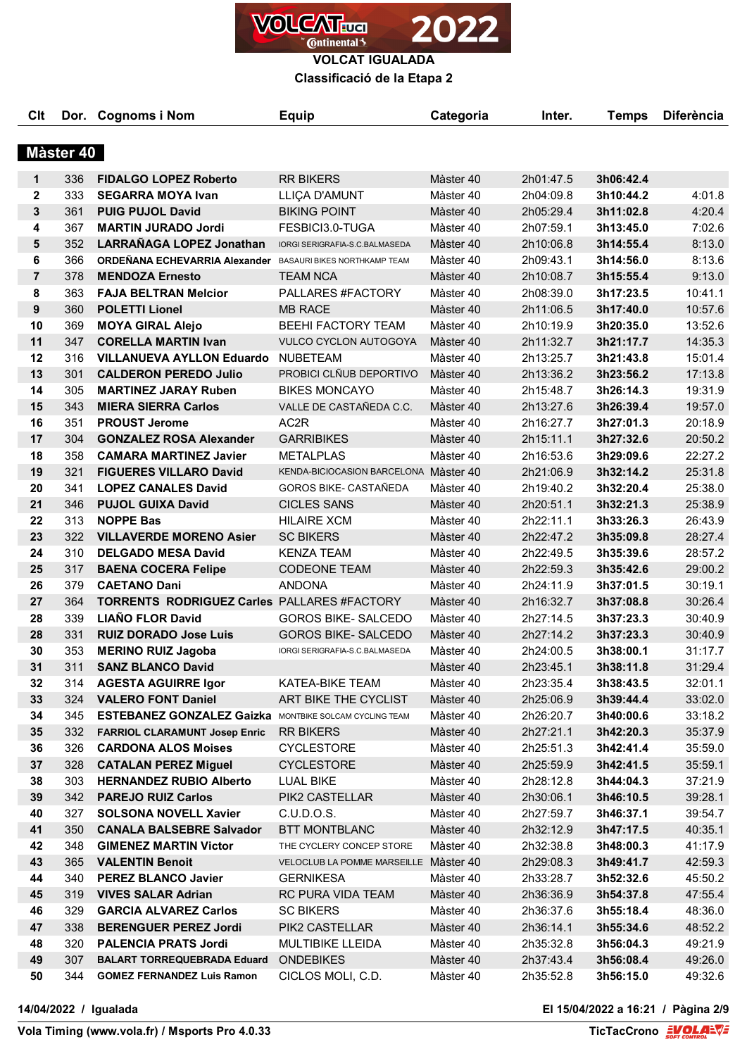VOLCAT IGUALADA

Classificació de la Etapa 2

## Màster 40

| Clt | Dor. | Cognoms i Nom | Equip | Categoria | Inter. | Temps | Diferència |
|---|---|---|---|---|---|---|---|
| 1 | 336 | **FIDALGO LOPEZ Roberto** | RR BIKERS | Màster 40 | 2h01:47.5 | **3h06:42.4** | |
| 2 | 333 | **SEGARRA MOYA Ivan** | LLIÇA D'AMUNT | Màster 40 | 2h04:09.8 | **3h10:44.2** | 4:01.8 |
| 3 | 361 | **PUIG PUJOL David** | BIKING POINT | Màster 40 | 2h05:29.4 | **3h11:02.8** | 4:20.4 |
| 4 | 367 | **MARTIN JURADO Jordi** | FESBICI3.0-TUGA | Màster 40 | 2h07:59.1 | **3h13:45.0** | 7:02.6 |
| 5 | 352 | **LARRAÑAGA LOPEZ Jonathan** | IORGI SERIGRAFIA-S.C.BALMASEDA | Màster 40 | 2h10:06.8 | **3h14:55.4** | 8:13.0 |
| 6 | 366 | **ORDEÑANA ECHEVARRIA Alexander** | BASAURI BIKES NORTHKAMP TEAM | Màster 40 | 2h09:43.1 | **3h14:56.0** | 8:13.6 |
| 7 | 378 | **MENDOZA Ernesto** | TEAM NCA | Màster 40 | 2h10:08.7 | **3h15:55.4** | 9:13.0 |
| 8 | 363 | **FAJA BELTRAN Melcior** | PALLARES #FACTORY | Màster 40 | 2h08:39.0 | **3h17:23.5** | 10:41.1 |
| 9 | 360 | **POLETTI Lionel** | MB RACE | Màster 40 | 2h11:06.5 | **3h17:40.0** | 10:57.6 |
| 10 | 369 | **MOYA GIRAL Alejo** | BEEHI FACTORY TEAM | Màster 40 | 2h10:19.9 | **3h20:35.0** | 13:52.6 |
| 11 | 347 | **CORELLA MARTIN Ivan** | VULCO CYCLON AUTOGOYA | Màster 40 | 2h11:32.7 | **3h21:17.7** | 14:35.3 |
| 12 | 316 | **VILLANUEVA AYLLON Eduardo** | NUBETEAM | Màster 40 | 2h13:25.7 | **3h21:43.8** | 15:01.4 |
| 13 | 301 | **CALDERON PEREDO Julio** | PROBICI CLÑUB DEPORTIVO | Màster 40 | 2h13:36.2 | **3h23:56.2** | 17:13.8 |
| 14 | 305 | **MARTINEZ JARAY Ruben** | BIKES MONCAYO | Màster 40 | 2h15:48.7 | **3h26:14.3** | 19:31.9 |
| 15 | 343 | **MIERA SIERRA Carlos** | VALLE DE CASTAÑEDA C.C. | Màster 40 | 2h13:27.6 | **3h26:39.4** | 19:57.0 |
| 16 | 351 | **PROUST Jerome** | AC2R | Màster 40 | 2h16:27.7 | **3h27:01.3** | 20:18.9 |
| 17 | 304 | **GONZALEZ ROSA Alexander** | GARRIBIKES | Màster 40 | 2h15:11.1 | **3h27:32.6** | 20:50.2 |
| 18 | 358 | **CAMARA MARTINEZ Javier** | METALPLAS | Màster 40 | 2h16:53.6 | **3h29:09.6** | 22:27.2 |
| 19 | 321 | **FIGUERES VILLARO David** | KENDA-BICIOCASION BARCELONA | Màster 40 | 2h21:06.9 | **3h32:14.2** | 25:31.8 |
| 20 | 341 | **LOPEZ CANALES David** | GOROS BIKE- CASTAÑEDA | Màster 40 | 2h19:40.2 | **3h32:20.4** | 25:38.0 |
| 21 | 346 | **PUJOL GUIXA David** | CICLES SANS | Màster 40 | 2h20:51.1 | **3h32:21.3** | 25:38.9 |
| 22 | 313 | **NOPPE Bas** | HILAIRE XCM | Màster 40 | 2h22:11.1 | **3h33:26.3** | 26:43.9 |
| 23 | 322 | **VILLAVERDE MORENO Asier** | SC BIKERS | Màster 40 | 2h22:47.2 | **3h35:09.8** | 28:27.4 |
| 24 | 310 | **DELGADO MESA David** | KENZA TEAM | Màster 40 | 2h22:49.5 | **3h35:39.6** | 28:57.2 |
| 25 | 317 | **BAENA COCERA Felipe** | CODEONE TEAM | Màster 40 | 2h22:59.3 | **3h35:42.6** | 29:00.2 |
| 26 | 379 | **CAETANO Dani** | ANDONA | Màster 40 | 2h24:11.9 | **3h37:01.5** | 30:19.1 |
| 27 | 364 | **TORRENTS RODRIGUEZ Carles** | PALLARES #FACTORY | Màster 40 | 2h16:32.7 | **3h37:08.8** | 30:26.4 |
| 28 | 339 | **LIAÑO FLOR David** | GOROS BIKE- SALCEDO | Màster 40 | 2h27:14.5 | **3h37:23.3** | 30:40.9 |
| 28 | 331 | **RUIZ DORADO Jose Luis** | GOROS BIKE- SALCEDO | Màster 40 | 2h27:14.2 | **3h37:23.3** | 30:40.9 |
| 30 | 353 | **MERINO RUIZ Jagoba** | IORGI SERIGRAFIA-S.C.BALMASEDA | Màster 40 | 2h24:00.5 | **3h38:00.1** | 31:17.7 |
| 31 | 311 | **SANZ BLANCO David** | | Màster 40 | 2h23:45.1 | **3h38:11.8** | 31:29.4 |
| 32 | 314 | **AGESTA AGUIRRE Igor** | KATEA-BIKE TEAM | Màster 40 | 2h23:35.4 | **3h38:43.5** | 32:01.1 |
| 33 | 324 | **VALERO FONT Daniel** | ART BIKE THE CYCLIST | Màster 40 | 2h25:06.9 | **3h39:44.4** | 33:02.0 |
| 34 | 345 | **ESTEBANEZ GONZALEZ Gaizka** | MONTBIKE SOLCAM CYCLING TEAM | Màster 40 | 2h26:20.7 | **3h40:00.6** | 33:18.2 |
| 35 | 332 | **FARRIOL CLARAMUNT Josep Enric** | RR BIKERS | Màster 40 | 2h27:21.1 | **3h42:20.3** | 35:37.9 |
| 36 | 326 | **CARDONA ALOS Moises** | CYCLESTORE | Màster 40 | 2h25:51.3 | **3h42:41.4** | 35:59.0 |
| 37 | 328 | **CATALAN PEREZ Miguel** | CYCLESTORE | Màster 40 | 2h25:59.9 | **3h42:41.5** | 35:59.1 |
| 38 | 303 | **HERNANDEZ RUBIO Alberto** | LUAL BIKE | Màster 40 | 2h28:12.8 | **3h44:04.3** | 37:21.9 |
| 39 | 342 | **PAREJO RUIZ Carlos** | PIK2 CASTELLAR | Màster 40 | 2h30:06.1 | **3h46:10.5** | 39:28.1 |
| 40 | 327 | **SOLSONA NOVELL Xavier** | C.U.D.O.S. | Màster 40 | 2h27:59.7 | **3h46:37.1** | 39:54.7 |
| 41 | 350 | **CANALA BALSEBRE Salvador** | BTT MONTBLANC | Màster 40 | 2h32:12.9 | **3h47:17.5** | 40:35.1 |
| 42 | 348 | **GIMENEZ MARTIN Victor** | THE CYCLERY CONCEP STORE | Màster 40 | 2h32:38.8 | **3h48:00.3** | 41:17.9 |
| 43 | 365 | **VALENTIN Benoit** | VELOCLUB LA POMME MARSEILLE | Màster 40 | 2h29:08.3 | **3h49:41.7** | 42:59.3 |
| 44 | 340 | **PEREZ BLANCO Javier** | GERNIKESA | Màster 40 | 2h33:28.7 | **3h52:32.6** | 45:50.2 |
| 45 | 319 | **VIVES SALAR Adrian** | RC PURA VIDA TEAM | Màster 40 | 2h36:36.9 | **3h54:37.8** | 47:55.4 |
| 46 | 329 | **GARCIA ALVAREZ Carlos** | SC BIKERS | Màster 40 | 2h36:37.6 | **3h55:18.4** | 48:36.0 |
| 47 | 338 | **BERENGUER PEREZ Jordi** | PIK2 CASTELLAR | Màster 40 | 2h36:14.1 | **3h55:34.6** | 48:52.2 |
| 48 | 320 | **PALENCIA PRATS Jordi** | MULTIBIKE LLEIDA | Màster 40 | 2h35:32.8 | **3h56:04.3** | 49:21.9 |
| 49 | 307 | **BALART TORREQUEBRADA Eduard** | ONDEBIKES | Màster 40 | 2h37:43.4 | **3h56:08.4** | 49:26.0 |
| 50 | 344 | **GOMEZ FERNANDEZ Luis Ramon** | CICLOS MOLI, C.D. | Màster 40 | 2h35:52.8 | **3h56:15.0** | 49:32.6 |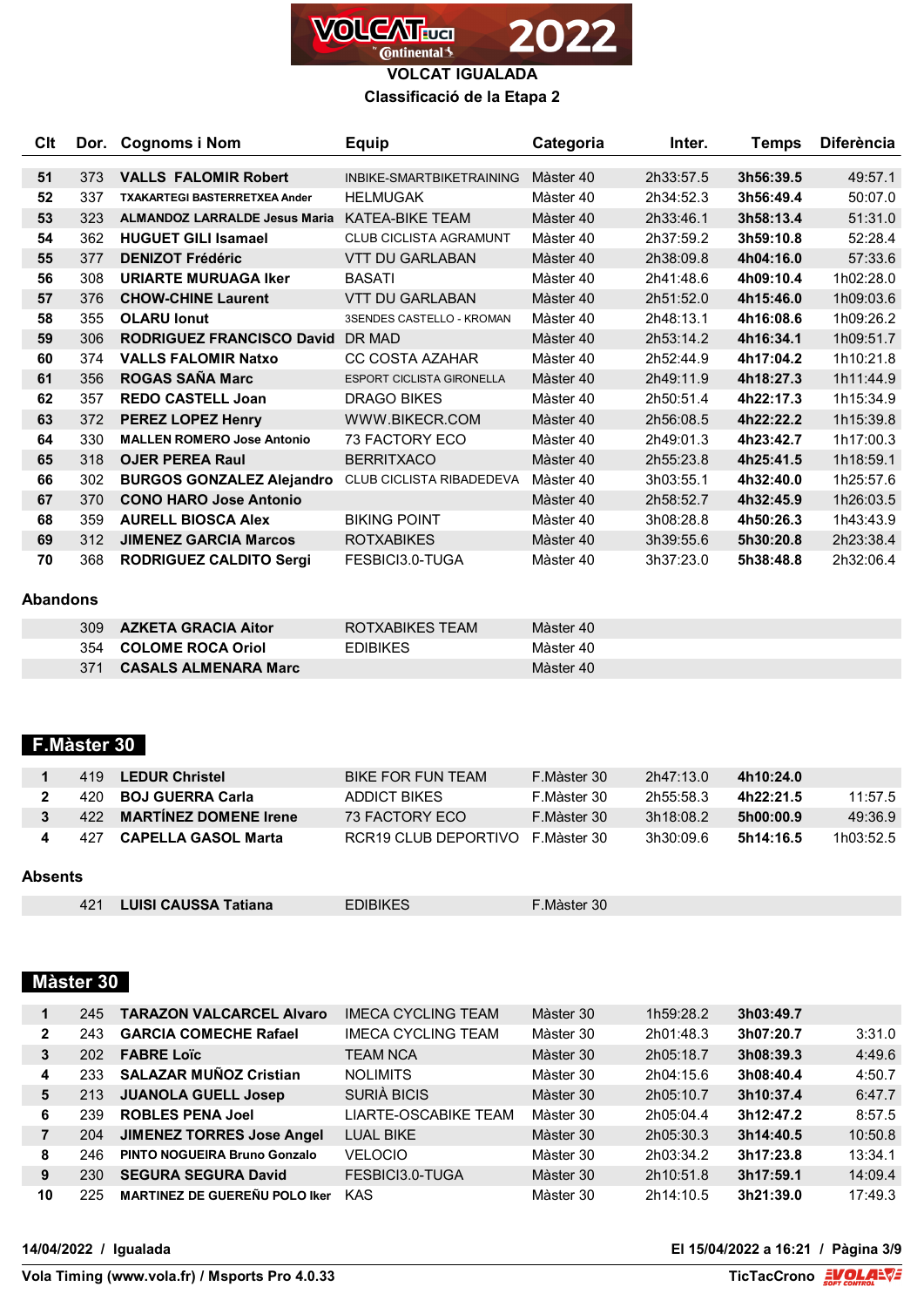# VOLCAT IGUALADA

## Classificació de la Etapa 2

| Clt | Dor. | Cognoms i Nom | Equip | Categoria | Inter. | Temps | Diferència |
|---|---|---|---|---|---|---|---|
| 51 | 373 | **VALLS FALOMIR Robert** | INBIKE-SMARTBIKETRAINING | Màster 40 | 2h33:57.5 | **3h56:39.5** | 49:57.1 |
| 52 | 337 | **TXAKARTEGI BASTERRETXEA Ander** | HELMUGAK | Màster 40 | 2h34:52.3 | **3h56:49.4** | 50:07.0 |
| 53 | 323 | **ALMANDOZ LARRALDE Jesus Maria** | KATEA-BIKE TEAM | Màster 40 | 2h33:46.1 | **3h58:13.4** | 51:31.0 |
| 54 | 362 | **HUGUET GILI Isamael** | CLUB CICLISTA AGRAMUNT | Màster 40 | 2h37:59.2 | **3h59:10.8** | 52:28.4 |
| 55 | 377 | **DENIZOT Frédéric** | VTT DU GARLABAN | Màster 40 | 2h38:09.8 | **4h04:16.0** | 57:33.6 |
| 56 | 308 | **URIARTE MURUAGA Iker** | BASATI | Màster 40 | 2h41:48.6 | **4h09:10.4** | 1h02:28.0 |
| 57 | 376 | **CHOW-CHINE Laurent** | VTT DU GARLABAN | Màster 40 | 2h51:52.0 | **4h15:46.0** | 1h09:03.6 |
| 58 | 355 | **OLARU Ionut** | 3SENDES CASTELLO - KROMAN | Màster 40 | 2h48:13.1 | **4h16:08.6** | 1h09:26.2 |
| 59 | 306 | **RODRIGUEZ FRANCISCO David** | DR MAD | Màster 40 | 2h53:14.2 | **4h16:34.1** | 1h09:51.7 |
| 60 | 374 | **VALLS FALOMIR Natxo** | CC COSTA AZAHAR | Màster 40 | 2h52:44.9 | **4h17:04.2** | 1h10:21.8 |
| 61 | 356 | **ROGAS SAÑA Marc** | ESPORT CICLISTA GIRONELLA | Màster 40 | 2h49:11.9 | **4h18:27.3** | 1h11:44.9 |
| 62 | 357 | **REDO CASTELL Joan** | DRAGO BIKES | Màster 40 | 2h50:51.4 | **4h22:17.3** | 1h15:34.9 |
| 63 | 372 | **PEREZ LOPEZ Henry** | WWW.BIKECR.COM | Màster 40 | 2h56:08.5 | **4h22:22.2** | 1h15:39.8 |
| 64 | 330 | **MALLEN ROMERO Jose Antonio** | 73 FACTORY ECO | Màster 40 | 2h49:01.3 | **4h23:42.7** | 1h17:00.3 |
| 65 | 318 | **OJER PEREA Raul** | BERRITXACO | Màster 40 | 2h55:23.8 | **4h25:41.5** | 1h18:59.1 |
| 66 | 302 | **BURGOS GONZALEZ Alejandro** | CLUB CICLISTA RIBADEDEVA | Màster 40 | 3h03:55.1 | **4h32:40.0** | 1h25:57.6 |
| 67 | 370 | **CONO HARO Jose Antonio** | | Màster 40 | 2h58:52.7 | **4h32:45.9** | 1h26:03.5 |
| 68 | 359 | **AURELL BIOSCA Alex** | BIKING POINT | Màster 40 | 3h08:28.8 | **4h50:26.3** | 1h43:43.9 |
| 69 | 312 | **JIMENEZ GARCIA Marcos** | ROTXABIKES | Màster 40 | 3h39:55.6 | **5h30:20.8** | 2h23:38.4 |
| 70 | 368 | **RODRIGUEZ CALDITO Sergi** | FESBICI3.0-TUGA | Màster 40 | 3h37:23.0 | **5h38:48.8** | 2h32:06.4 |

### Abandons

| | Dor. | Cognoms i Nom | Equip | Categoria |
|---|---|---|---|---|
| | 309 | **AZKETA GRACIA Aitor** | ROTXABIKES TEAM | Màster 40 |
| | 354 | **COLOME ROCA Oriol** | EDIBIKES | Màster 40 |
| | 371 | **CASALS ALMENARA Marc** | | Màster 40 |

## F.Màster 30

| Clt | Dor. | Cognoms i Nom | Equip | Categoria | Inter. | Temps | Diferència |
|---|---|---|---|---|---|---|---|
| 1 | 419 | **LEDUR Christel** | BIKE FOR FUN TEAM | F.Màster 30 | 2h47:13.0 | **4h10:24.0** | |
| 2 | 420 | **BOJ GUERRA Carla** | ADDICT BIKES | F.Màster 30 | 2h55:58.3 | **4h22:21.5** | 11:57.5 |
| 3 | 422 | **MARTÍNEZ DOMENE Irene** | 73 FACTORY ECO | F.Màster 30 | 3h18:08.2 | **5h00:00.9** | 49:36.9 |
| 4 | 427 | **CAPELLA GASOL Marta** | RCR19 CLUB DEPORTIVO | F.Màster 30 | 3h30:09.6 | **5h14:16.5** | 1h03:52.5 |

### Absents

| | Dor. | Cognoms i Nom | Equip | Categoria |
|---|---|---|---|---|
| | 421 | **LUISI CAUSSA Tatiana** | EDIBIKES | F.Màster 30 |

## Màster 30

| Clt | Dor. | Cognoms i Nom | Equip | Categoria | Inter. | Temps | Diferència |
|---|---|---|---|---|---|---|---|
| 1 | 245 | **TARAZON VALCARCEL Alvaro** | IMECA CYCLING TEAM | Màster 30 | 1h59:28.2 | **3h03:49.7** | |
| 2 | 243 | **GARCIA COMECHE Rafael** | IMECA CYCLING TEAM | Màster 30 | 2h01:48.3 | **3h07:20.7** | 3:31.0 |
| 3 | 202 | **FABRE Loïc** | TEAM NCA | Màster 30 | 2h05:18.7 | **3h08:39.3** | 4:49.6 |
| 4 | 233 | **SALAZAR MUÑOZ Cristian** | NOLIMITS | Màster 30 | 2h04:15.6 | **3h08:40.4** | 4:50.7 |
| 5 | 213 | **JUANOLA GUELL Josep** | SURIÀ BICIS | Màster 30 | 2h05:10.7 | **3h10:37.4** | 6:47.7 |
| 6 | 239 | **ROBLES PENA Joel** | LIARTE-OSCABIKE TEAM | Màster 30 | 2h05:04.4 | **3h12:47.2** | 8:57.5 |
| 7 | 204 | **JIMENEZ TORRES Jose Angel** | LUAL BIKE | Màster 30 | 2h05:30.3 | **3h14:40.5** | 10:50.8 |
| 8 | 246 | **PINTO NOGUEIRA Bruno Gonzalo** | VELOCIO | Màster 30 | 2h03:34.2 | **3h17:23.8** | 13:34.1 |
| 9 | 230 | **SEGURA SEGURA David** | FESBICI3.0-TUGA | Màster 30 | 2h10:51.8 | **3h17:59.1** | 14:09.4 |
| 10 | 225 | **MARTINEZ DE GUEREÑU POLO Iker** | KAS | Màster 30 | 2h14:10.5 | **3h21:39.0** | 17:49.3 |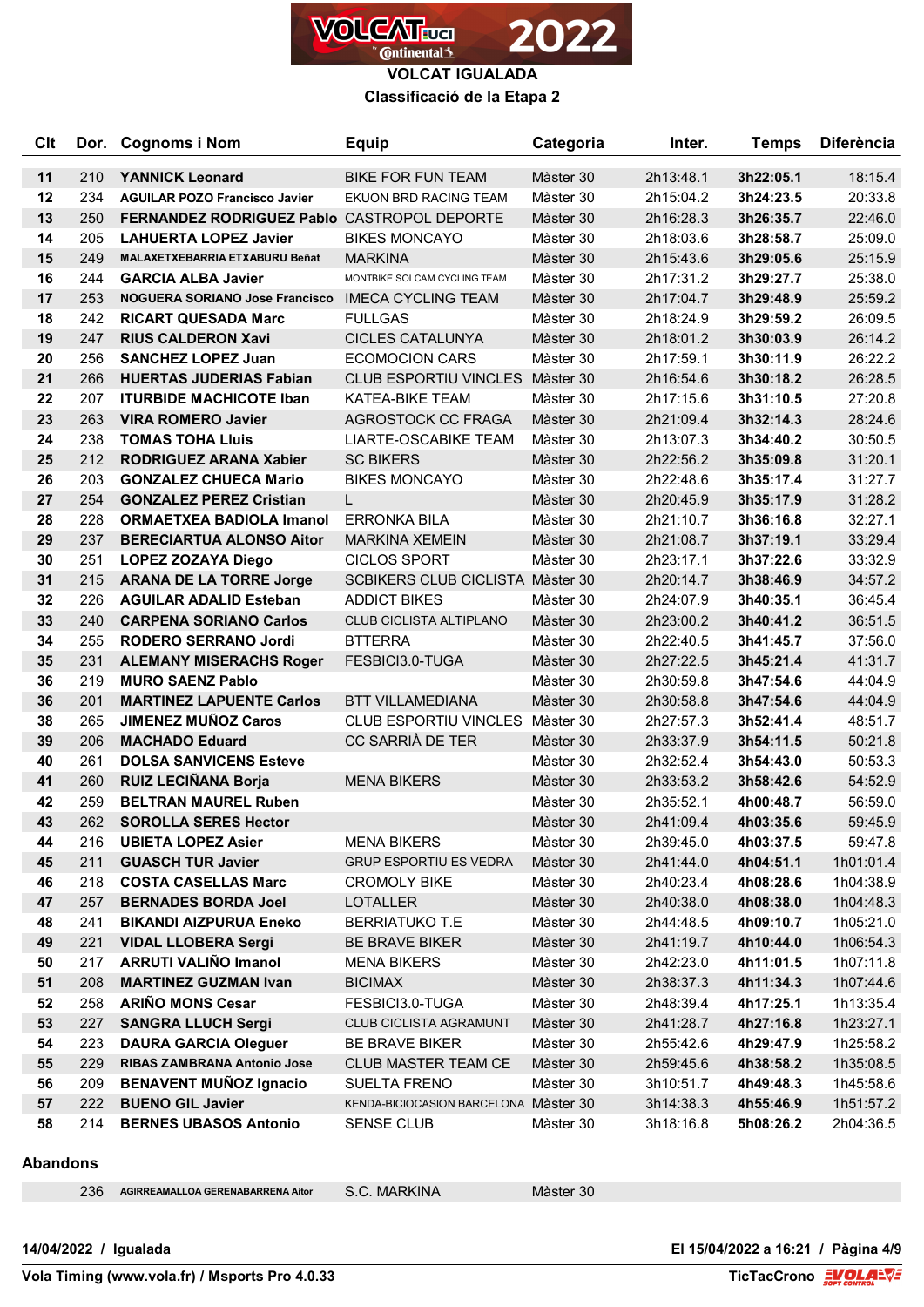VOLCAT IGUALADA

Classificació de la Etapa 2

| Clt | Dor. | Cognoms i Nom | Equip | Categoria | Inter. | Temps | Diferència |
|---|---|---|---|---|---|---|---|
| 11 | 210 | **YANNICK Leonard** | BIKE FOR FUN TEAM | Màster 30 | 2h13:48.1 | **3h22:05.1** | 18:15.4 |
| 12 | 234 | **AGUILAR POZO Francisco Javier** | EKUON BRD RACING TEAM | Màster 30 | 2h15:04.2 | **3h24:23.5** | 20:33.8 |
| 13 | 250 | **FERNANDEZ RODRIGUEZ Pablo** | CASTROPOL DEPORTE | Màster 30 | 2h16:28.3 | **3h26:35.7** | 22:46.0 |
| 14 | 205 | **LAHUERTA LOPEZ Javier** | BIKES MONCAYO | Màster 30 | 2h18:03.6 | **3h28:58.7** | 25:09.0 |
| 15 | 249 | **MALAXETXEBARRIA ETXABURU Beñat** | MARKINA | Màster 30 | 2h15:43.6 | **3h29:05.6** | 25:15.9 |
| 16 | 244 | **GARCIA ALBA Javier** | MONTBIKE SOLCAM CYCLING TEAM | Màster 30 | 2h17:31.2 | **3h29:27.7** | 25:38.0 |
| 17 | 253 | **NOGUERA SORIANO Jose Francisco** | IMECA CYCLING TEAM | Màster 30 | 2h17:04.7 | **3h29:48.9** | 25:59.2 |
| 18 | 242 | **RICART QUESADA Marc** | FULLGAS | Màster 30 | 2h18:24.9 | **3h29:59.2** | 26:09.5 |
| 19 | 247 | **RIUS CALDERON Xavi** | CICLES CATALUNYA | Màster 30 | 2h18:01.2 | **3h30:03.9** | 26:14.2 |
| 20 | 256 | **SANCHEZ LOPEZ Juan** | ECOMOCION CARS | Màster 30 | 2h17:59.1 | **3h30:11.9** | 26:22.2 |
| 21 | 266 | **HUERTAS JUDERIAS Fabian** | CLUB ESPORTIU VINCLES | Màster 30 | 2h16:54.6 | **3h30:18.2** | 26:28.5 |
| 22 | 207 | **ITURBIDE MACHICOTE Iban** | KATEA-BIKE TEAM | Màster 30 | 2h17:15.6 | **3h31:10.5** | 27:20.8 |
| 23 | 263 | **VIRA ROMERO Javier** | AGROSTOCK CC FRAGA | Màster 30 | 2h21:09.4 | **3h32:14.3** | 28:24.6 |
| 24 | 238 | **TOMAS TOHA Lluis** | LIARTE-OSCABIKE TEAM | Màster 30 | 2h13:07.3 | **3h34:40.2** | 30:50.5 |
| 25 | 212 | **RODRIGUEZ ARANA Xabier** | SC BIKERS | Màster 30 | 2h22:56.2 | **3h35:09.8** | 31:20.1 |
| 26 | 203 | **GONZALEZ CHUECA Mario** | BIKES MONCAYO | Màster 30 | 2h22:48.6 | **3h35:17.4** | 31:27.7 |
| 27 | 254 | **GONZALEZ PEREZ Cristian** | L | Màster 30 | 2h20:45.9 | **3h35:17.9** | 31:28.2 |
| 28 | 228 | **ORMAETXEA BADIOLA Imanol** | ERRONKA BILA | Màster 30 | 2h21:10.7 | **3h36:16.8** | 32:27.1 |
| 29 | 237 | **BERECIARTUA ALONSO Aitor** | MARKINA XEMEIN | Màster 30 | 2h21:08.7 | **3h37:19.1** | 33:29.4 |
| 30 | 251 | **LOPEZ ZOZAYA Diego** | CICLOS SPORT | Màster 30 | 2h23:17.1 | **3h37:22.6** | 33:32.9 |
| 31 | 215 | **ARANA DE LA TORRE Jorge** | SCBIKERS CLUB CICLISTA | Màster 30 | 2h20:14.7 | **3h38:46.9** | 34:57.2 |
| 32 | 226 | **AGUILAR ADALID Esteban** | ADDICT BIKES | Màster 30 | 2h24:07.9 | **3h40:35.1** | 36:45.4 |
| 33 | 240 | **CARPENA SORIANO Carlos** | CLUB CICLISTA ALTIPLANO | Màster 30 | 2h23:00.2 | **3h40:41.2** | 36:51.5 |
| 34 | 255 | **RODERO SERRANO Jordi** | BTTERRA | Màster 30 | 2h22:40.5 | **3h41:45.7** | 37:56.0 |
| 35 | 231 | **ALEMANY MISERACHS Roger** | FESBICI3.0-TUGA | Màster 30 | 2h27:22.5 | **3h45:21.4** | 41:31.7 |
| 36 | 219 | **MURO SAENZ Pablo** | | Màster 30 | 2h30:59.8 | **3h47:54.6** | 44:04.9 |
| 36 | 201 | **MARTINEZ LAPUENTE Carlos** | BTT VILLAMEDIANA | Màster 30 | 2h30:58.8 | **3h47:54.6** | 44:04.9 |
| 38 | 265 | **JIMENEZ MUÑOZ Caros** | CLUB ESPORTIU VINCLES | Màster 30 | 2h27:57.3 | **3h52:41.4** | 48:51.7 |
| 39 | 206 | **MACHADO Eduard** | CC SARRIÀ DE TER | Màster 30 | 2h33:37.9 | **3h54:11.5** | 50:21.8 |
| 40 | 261 | **DOLSA SANVICENS Esteve** | | Màster 30 | 2h32:52.4 | **3h54:43.0** | 50:53.3 |
| 41 | 260 | **RUIZ LECIÑANA Borja** | MENA BIKERS | Màster 30 | 2h33:53.2 | **3h58:42.6** | 54:52.9 |
| 42 | 259 | **BELTRAN MAUREL Ruben** | | Màster 30 | 2h35:52.1 | **4h00:48.7** | 56:59.0 |
| 43 | 262 | **SOROLLA SERES Hector** | | Màster 30 | 2h41:09.4 | **4h03:35.6** | 59:45.9 |
| 44 | 216 | **UBIETA LOPEZ Asier** | MENA BIKERS | Màster 30 | 2h39:45.0 | **4h03:37.5** | 59:47.8 |
| 45 | 211 | **GUASCH TUR Javier** | GRUP ESPORTIU ES VEDRA | Màster 30 | 2h41:44.0 | **4h04:51.1** | 1h01:01.4 |
| 46 | 218 | **COSTA CASELLAS Marc** | CROMOLY BIKE | Màster 30 | 2h40:23.4 | **4h08:28.6** | 1h04:38.9 |
| 47 | 257 | **BERNADES BORDA Joel** | LOTALLER | Màster 30 | 2h40:38.0 | **4h08:38.0** | 1h04:48.3 |
| 48 | 241 | **BIKANDI AIZPURUA Eneko** | BERRIATUKO T.E | Màster 30 | 2h44:48.5 | **4h09:10.7** | 1h05:21.0 |
| 49 | 221 | **VIDAL LLOBERA Sergi** | BE BRAVE BIKER | Màster 30 | 2h41:19.7 | **4h10:44.0** | 1h06:54.3 |
| 50 | 217 | **ARRUTI VALIÑO Imanol** | MENA BIKERS | Màster 30 | 2h42:23.0 | **4h11:01.5** | 1h07:11.8 |
| 51 | 208 | **MARTINEZ GUZMAN Ivan** | BICIMAX | Màster 30 | 2h38:37.3 | **4h11:34.3** | 1h07:44.6 |
| 52 | 258 | **ARIÑO MONS Cesar** | FESBICI3.0-TUGA | Màster 30 | 2h48:39.4 | **4h17:25.1** | 1h13:35.4 |
| 53 | 227 | **SANGRA LLUCH Sergi** | CLUB CICLISTA AGRAMUNT | Màster 30 | 2h41:28.7 | **4h27:16.8** | 1h23:27.1 |
| 54 | 223 | **DAURA GARCIA Oleguer** | BE BRAVE BIKER | Màster 30 | 2h55:42.6 | **4h29:47.9** | 1h25:58.2 |
| 55 | 229 | **RIBAS ZAMBRANA Antonio Jose** | CLUB MASTER TEAM CE | Màster 30 | 2h59:45.6 | **4h38:58.2** | 1h35:08.5 |
| 56 | 209 | **BENAVENT MUÑOZ Ignacio** | SUELTA FRENO | Màster 30 | 3h10:51.7 | **4h49:48.3** | 1h45:58.6 |
| 57 | 222 | **BUENO GIL Javier** | KENDA-BICIOCASION BARCELONA | Màster 30 | 3h14:38.3 | **4h55:46.9** | 1h51:57.2 |
| 58 | 214 | **BERNES UBASOS Antonio** | SENSE CLUB | Màster 30 | 3h18:16.8 | **5h08:26.2** | 2h04:36.5 |

**Abandons**

| Clt | Dor. | Cognoms i Nom | Equip | Categoria | Inter. | Temps | Diferència |
|---|---|---|---|---|---|---|---|
| | 236 | **AGIRREAMALLOA GERENABARRENA Aitor** | S.C. MARKINA | Màster 30 | | | |

**14/04/2022 / Igualada** — **El 15/04/2022 a 16:21**

**Vola Timing (www.vola.fr) / Msports Pro 4.0.33** — **TicTacCrono**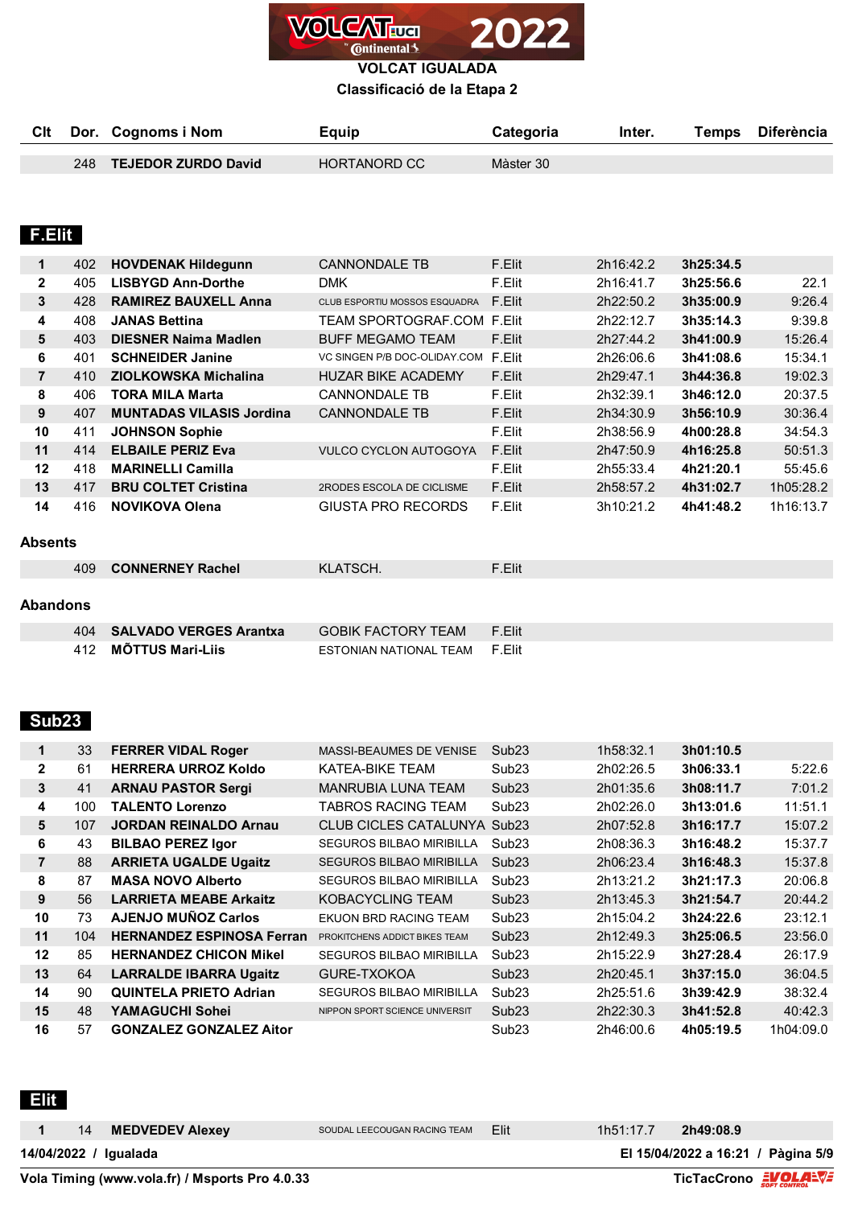# VOLCAT IGUALADA

## Classificació de la Etapa 2

| Clt | Dor. | Cognoms i Nom | Equip | Categoria | Inter. | Temps | Diferència |
|---|---|---|---|---|---|---|---|
| | 248 | **TEJEDOR ZURDO David** | HORTANORD CC | Màster 30 | | | |

### F.Elit

| Clt | Dor. | Cognoms i Nom | Equip | Categoria | Inter. | Temps | Diferència |
|---|---|---|---|---|---|---|---|
| **1** | 402 | **HOVDENAK Hildegunn** | CANNONDALE TB | F.Elit | 2h16:42.2 | **3h25:34.5** | |
| **2** | 405 | **LISBYGD Ann-Dorthe** | DMK | F.Elit | 2h16:41.7 | **3h25:56.6** | 22.1 |
| **3** | 428 | **RAMIREZ BAUXELL Anna** | CLUB ESPORTIU MOSSOS ESQUADRA | F.Elit | 2h22:50.2 | **3h35:00.9** | 9:26.4 |
| **4** | 408 | **JANAS Bettina** | TEAM SPORTOGRAF.COM | F.Elit | 2h22:12.7 | **3h35:14.3** | 9:39.8 |
| **5** | 403 | **DIESNER Naima Madlen** | BUFF MEGAMO TEAM | F.Elit | 2h27:44.2 | **3h41:00.9** | 15:26.4 |
| **6** | 401 | **SCHNEIDER Janine** | VC SINGEN P/B DOC-OLIDAY.COM | F.Elit | 2h26:06.6 | **3h41:08.6** | 15:34.1 |
| **7** | 410 | **ZIOLKOWSKA Michalina** | HUZAR BIKE ACADEMY | F.Elit | 2h29:47.1 | **3h44:36.8** | 19:02.3 |
| **8** | 406 | **TORA MILA Marta** | CANNONDALE TB | F.Elit | 2h32:39.1 | **3h46:12.0** | 20:37.5 |
| **9** | 407 | **MUNTADAS VILASIS Jordina** | CANNONDALE TB | F.Elit | 2h34:30.9 | **3h56:10.9** | 30:36.4 |
| **10** | 411 | **JOHNSON Sophie** | | F.Elit | 2h38:56.9 | **4h00:28.8** | 34:54.3 |
| **11** | 414 | **ELBAILE PERIZ Eva** | VULCO CYCLON AUTOGOYA | F.Elit | 2h47:50.9 | **4h16:25.8** | 50:51.3 |
| **12** | 418 | **MARINELLI Camilla** | | F.Elit | 2h55:33.4 | **4h21:20.1** | 55:45.6 |
| **13** | 417 | **BRU COLTET Cristina** | 2RODES ESCOLA DE CICLISME | F.Elit | 2h58:57.2 | **4h31:02.7** | 1h05:28.2 |
| **14** | 416 | **NOVIKOVA Olena** | GIUSTA PRO RECORDS | F.Elit | 3h10:21.2 | **4h41:48.2** | 1h16:13.7 |

**Absents**

| Clt | Dor. | Cognoms i Nom | Equip | Categoria | Inter. | Temps | Diferència |
|---|---|---|---|---|---|---|---|
| | 409 | **CONNERNEY Rachel** | KLATSCH. | F.Elit | | | |

**Abandons**

| Clt | Dor. | Cognoms i Nom | Equip | Categoria | Inter. | Temps | Diferència |
|---|---|---|---|---|---|---|---|
| | 404 | **SALVADO VERGES Arantxa** | GOBIK FACTORY TEAM | F.Elit | | | |
| | 412 | **MÕTTUS Mari-Liis** | ESTONIAN NATIONAL TEAM | F.Elit | | | |

### Sub23

| Clt | Dor. | Cognoms i Nom | Equip | Categoria | Inter. | Temps | Diferència |
|---|---|---|---|---|---|---|---|
| **1** | 33 | **FERRER VIDAL Roger** | MASSI-BEAUMES DE VENISE | Sub23 | 1h58:32.1 | **3h01:10.5** | |
| **2** | 61 | **HERRERA URROZ Koldo** | KATEA-BIKE TEAM | Sub23 | 2h02:26.5 | **3h06:33.1** | 5:22.6 |
| **3** | 41 | **ARNAU PASTOR Sergi** | MANRUBIA LUNA TEAM | Sub23 | 2h01:35.6 | **3h08:11.7** | 7:01.2 |
| **4** | 100 | **TALENTO Lorenzo** | TABROS RACING TEAM | Sub23 | 2h02:26.0 | **3h13:01.6** | 11:51.1 |
| **5** | 107 | **JORDAN REINALDO Arnau** | CLUB CICLES CATALUNYA | Sub23 | 2h07:52.8 | **3h16:17.7** | 15:07.2 |
| **6** | 43 | **BILBAO PEREZ Igor** | SEGUROS BILBAO MIRIBILLA | Sub23 | 2h08:36.3 | **3h16:48.2** | 15:37.7 |
| **7** | 88 | **ARRIETA UGALDE Ugaitz** | SEGUROS BILBAO MIRIBILLA | Sub23 | 2h06:23.4 | **3h16:48.3** | 15:37.8 |
| **8** | 87 | **MASA NOVO Alberto** | SEGUROS BILBAO MIRIBILLA | Sub23 | 2h13:21.2 | **3h21:17.3** | 20:06.8 |
| **9** | 56 | **LARRIETA MEABE Arkaitz** | KOBACYCLING TEAM | Sub23 | 2h13:45.3 | **3h21:54.7** | 20:44.2 |
| **10** | 73 | **AJENJO MUÑOZ Carlos** | EKUON BRD RACING TEAM | Sub23 | 2h15:04.2 | **3h24:22.6** | 23:12.1 |
| **11** | 104 | **HERNANDEZ ESPINOSA Ferran** | PROKITCHENS ADDICT BIKES TEAM | Sub23 | 2h12:49.3 | **3h25:06.5** | 23:56.0 |
| **12** | 85 | **HERNANDEZ CHICON Mikel** | SEGUROS BILBAO MIRIBILLA | Sub23 | 2h15:22.9 | **3h27:28.4** | 26:17.9 |
| **13** | 64 | **LARRALDE IBARRA Ugaitz** | GURE-TXOKOA | Sub23 | 2h20:45.1 | **3h37:15.0** | 36:04.5 |
| **14** | 90 | **QUINTELA PRIETO Adrian** | SEGUROS BILBAO MIRIBILLA | Sub23 | 2h25:51.6 | **3h39:42.9** | 38:32.4 |
| **15** | 48 | **YAMAGUCHI Sohei** | NIPPON SPORT SCIENCE UNIVERSIT | Sub23 | 2h22:30.3 | **3h41:52.8** | 40:42.3 |
| **16** | 57 | **GONZALEZ GONZALEZ Aitor** | | Sub23 | 2h46:00.6 | **4h05:19.5** | 1h04:09.0 |

### Elit

| Clt | Dor. | Cognoms i Nom | Equip | Categoria | Inter. | Temps | Diferència |
|---|---|---|---|---|---|---|---|
| **1** | 14 | **MEDVEDEV Alexey** | SOUDAL LEECOUGAN RACING TEAM | Elit | 1h51:17.7 | **2h49:08.9** | |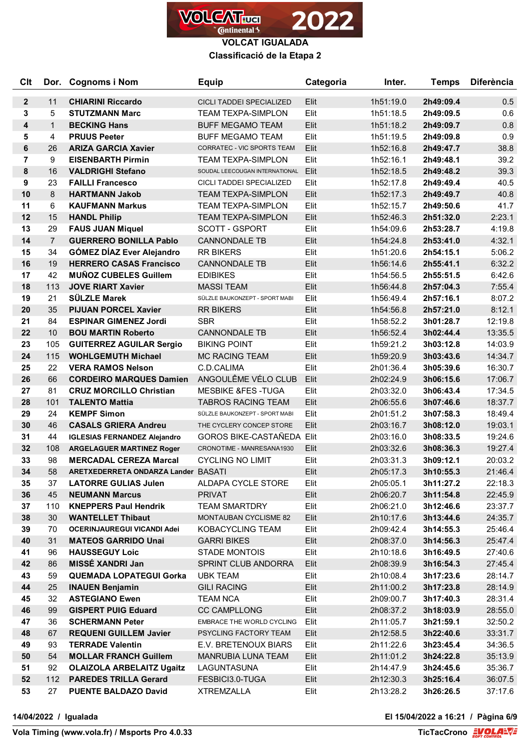# VOLCAT IGUALADA

## Classificació de la Etapa 2

| Clt | Dor. | Cognoms i Nom | Equip | Categoria | Inter. | Temps | Diferència |
|---|---|---|---|---|---|---|---|
| 2 | 11 | **CHIARINI Riccardo** | CICLI TADDEI SPECIALIZED | Elit | 1h51:19.0 | **2h49:09.4** | 0.5 |
| 3 | 5 | **STUTZMANN Marc** | TEAM TEXPA-SIMPLON | Elit | 1h51:18.5 | **2h49:09.5** | 0.6 |
| 4 | 1 | **BECKING Hans** | BUFF MEGAMO TEAM | Elit | 1h51:18.2 | **2h49:09.7** | 0.8 |
| 5 | 4 | **PRUUS Peeter** | BUFF MEGAMO TEAM | Elit | 1h51:19.5 | **2h49:09.8** | 0.9 |
| 6 | 26 | **ARIZA GARCIA Xavier** | CORRATEC - VIC SPORTS TEAM | Elit | 1h52:16.8 | **2h49:47.7** | 38.8 |
| 7 | 9 | **EISENBARTH Pirmin** | TEAM TEXPA-SIMPLON | Elit | 1h52:16.1 | **2h49:48.1** | 39.2 |
| 8 | 16 | **VALDRIGHI Stefano** | SOUDAL LEECOUGAN INTERNATIONAL | Elit | 1h52:18.5 | **2h49:48.2** | 39.3 |
| 9 | 23 | **FAILLI Francesco** | CICLI TADDEI SPECIALIZED | Elit | 1h52:17.8 | **2h49:49.4** | 40.5 |
| 10 | 8 | **HARTMANN Jakob** | TEAM TEXPA-SIMPLON | Elit | 1h52:17.3 | **2h49:49.7** | 40.8 |
| 11 | 6 | **KAUFMANN Markus** | TEAM TEXPA-SIMPLON | Elit | 1h52:15.7 | **2h49:50.6** | 41.7 |
| 12 | 15 | **HANDL Philip** | TEAM TEXPA-SIMPLON | Elit | 1h52:46.3 | **2h51:32.0** | 2:23.1 |
| 13 | 29 | **FAUS JUAN Miquel** | SCOTT - GSPORT | Elit | 1h54:09.6 | **2h53:28.7** | 4:19.8 |
| 14 | 7 | **GUERRERO BONILLA Pablo** | CANNONDALE TB | Elit | 1h54:24.8 | **2h53:41.0** | 4:32.1 |
| 15 | 34 | **GÓMEZ DÍAZ Ever Alejandro** | RR BIKERS | Elit | 1h51:20.6 | **2h54:15.1** | 5:06.2 |
| 16 | 19 | **HERRERO CASAS Francisco** | CANNONDALE TB | Elit | 1h56:14.6 | **2h55:41.1** | 6:32.2 |
| 17 | 42 | **MUÑOZ CUBELES Guillem** | EDIBIKES | Elit | 1h54:56.5 | **2h55:51.5** | 6:42.6 |
| 18 | 113 | **JOVE RIART Xavier** | MASSI TEAM | Elit | 1h56:44.8 | **2h57:04.3** | 7:55.4 |
| 19 | 21 | **SÜLZLE Marek** | SÜLZLE BAUKONZEPT - SPORT MABI | Elit | 1h56:49.4 | **2h57:16.1** | 8:07.2 |
| 20 | 35 | **PIJUAN PORCEL Xavier** | RR BIKERS | Elit | 1h54:56.8 | **2h57:21.0** | 8:12.1 |
| 21 | 84 | **ESPINAR GIMENEZ Jordi** | SBR | Elit | 1h58:52.2 | **3h01:28.7** | 12:19.8 |
| 22 | 10 | **BOU MARTIN Roberto** | CANNONDALE TB | Elit | 1h56:52.4 | **3h02:44.4** | 13:35.5 |
| 23 | 105 | **GUITERREZ AGUILAR Sergio** | BIKING POINT | Elit | 1h59:21.2 | **3h03:12.8** | 14:03.9 |
| 24 | 115 | **WOHLGEMUTH Michael** | MC RACING TEAM | Elit | 1h59:20.9 | **3h03:43.6** | 14:34.7 |
| 25 | 22 | **VERA RAMOS Nelson** | C.D.CALIMA | Elit | 2h01:36.4 | **3h05:39.6** | 16:30.7 |
| 26 | 66 | **CORDEIRO MARQUES Damien** | ANGOULÊME VÉLO CLUB | Elit | 2h02:24.9 | **3h06:15.6** | 17:06.7 |
| 27 | 81 | **CRUZ MORCILLO Christian** | MESBIKE &FES -TUGA | Elit | 2h03:32.0 | **3h06:43.4** | 17:34.5 |
| 28 | 101 | **TALENTO Mattia** | TABROS RACING TEAM | Elit | 2h06:55.6 | **3h07:46.6** | 18:37.7 |
| 29 | 24 | **KEMPF Simon** | SÜLZLE BAUKONZEPT - SPORT MABI | Elit | 2h01:51.2 | **3h07:58.3** | 18:49.4 |
| 30 | 46 | **CASALS GRIERA Andreu** | THE CYCLERY CONCEP STORE | Elit | 2h03:16.7 | **3h08:12.0** | 19:03.1 |
| 31 | 44 | **IGLESIAS FERNANDEZ Alejandro** | GOROS BIKE-CASTAÑEDA | Elit | 2h03:16.0 | **3h08:33.5** | 19:24.6 |
| 32 | 108 | **ARGELAGUER MARTINEZ Roger** | CRONOTIME - MANRESANA1930 | Elit | 2h03:32.6 | **3h08:36.3** | 19:27.4 |
| 33 | 98 | **MERCADAL CEREZA Marcal** | CYCLING NO LIMIT | Elit | 2h03:31.3 | **3h09:12.1** | 20:03.2 |
| 34 | 58 | **ARETXEDERRETA ONDARZA Lander** | BASATI | Elit | 2h05:17.3 | **3h10:55.3** | 21:46.4 |
| 35 | 37 | **LATORRE GULIAS Julen** | ALDAPA CYCLE STORE | Elit | 2h05:05.1 | **3h11:27.2** | 22:18.3 |
| 36 | 45 | **NEUMANN Marcus** | PRIVAT | Elit | 2h06:20.7 | **3h11:54.8** | 22:45.9 |
| 37 | 110 | **KNEPPERS Paul Hendrik** | TEAM SMARTDRY | Elit | 2h06:21.0 | **3h12:46.6** | 23:37.7 |
| 38 | 30 | **WANTELLET Thibaut** | MONTAUBAN CYCLISME 82 | Elit | 2h10:17.6 | **3h13:44.6** | 24:35.7 |
| 39 | 70 | **OCERINJAUREGUI VICANDI Adei** | KOBACYCLING TEAM | Elit | 2h09:42.4 | **3h14:55.3** | 25:46.4 |
| 40 | 31 | **MATEOS GARRIDO Unai** | GARRI BIKES | Elit | 2h08:37.0 | **3h14:56.3** | 25:47.4 |
| 41 | 96 | **HAUSSEGUY Loic** | STADE MONTOIS | Elit | 2h10:18.6 | **3h16:49.5** | 27:40.6 |
| 42 | 86 | **MISSÉ XANDRI Jan** | SPRINT CLUB ANDORRA | Elit | 2h08:39.9 | **3h16:54.3** | 27:45.4 |
| 43 | 59 | **QUEMADA LOPATEGUI Gorka** | UBK TEAM | Elit | 2h10:08.4 | **3h17:23.6** | 28:14.7 |
| 44 | 25 | **INAUEN Benjamin** | GILI RACING | Elit | 2h11:00.2 | **3h17:23.8** | 28:14.9 |
| 45 | 32 | **ASTEGIANO Ewen** | TEAM NCA | Elit | 2h09:00.7 | **3h17:40.3** | 28:31.4 |
| 46 | 99 | **GISPERT PUIG Eduard** | CC CAMPLLONG | Elit | 2h08:37.2 | **3h18:03.9** | 28:55.0 |
| 47 | 36 | **SCHERMANN Peter** | EMBRACE THE WORLD CYCLING | Elit | 2h11:05.7 | **3h21:59.1** | 32:50.2 |
| 48 | 67 | **REQUENI GUILLEM Javier** | PSYCLING FACTORY TEAM | Elit | 2h12:58.5 | **3h22:40.6** | 33:31.7 |
| 49 | 93 | **TERRADE Valentin** | E.V. BRETENOUX BIARS | Elit | 2h11:22.6 | **3h23:45.4** | 34:36.5 |
| 50 | 54 | **MOLLAR FRANCH Guillem** | MANRUBIA LUNA TEAM | Elit | 2h11:01.2 | **3h24:22.8** | 35:13.9 |
| 51 | 92 | **OLAIZOLA ARBELAITZ Ugaitz** | LAGUNTASUNA | Elit | 2h14:47.9 | **3h24:45.6** | 35:36.7 |
| 52 | 112 | **PAREDES TRILLA Gerard** | FESBICI3.0-TUGA | Elit | 2h12:30.3 | **3h25:16.4** | 36:07.5 |
| 53 | 27 | **PUENTE BALDAZO David** | XTREMZALLA | Elit | 2h13:28.2 | **3h26:26.5** | 37:17.6 |

**14/04/2022 / Igualada** | **El 15/04/2022 a 16:21**

**Vola Timing (www.vola.fr) / Msports Pro 4.0.33** | **TicTacCrono**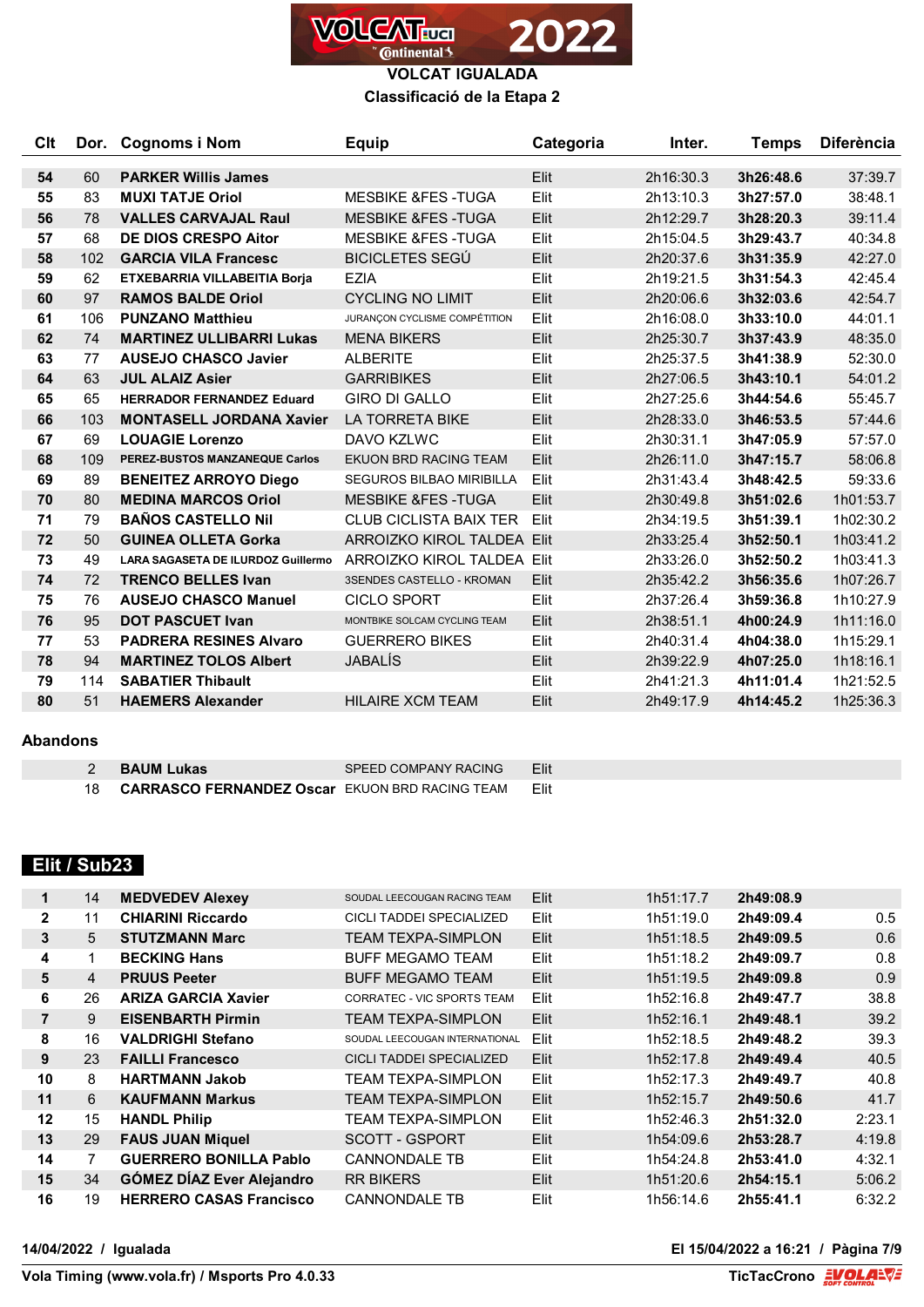VOLCAT IGUALADA

Classificació de la Etapa 2

| Clt | Dor. | Cognoms i Nom | Equip | Categoria | Inter. | Temps | Diferència |
|---|---|---|---|---|---|---|---|
| **54** | 60 | **PARKER Willis James** | | Elit | 2h16:30.3 | **3h26:48.6** | 37:39.7 |
| **55** | 83 | **MUXI TATJE Oriol** | MESBIKE &FES -TUGA | Elit | 2h13:10.3 | **3h27:57.0** | 38:48.1 |
| **56** | 78 | **VALLES CARVAJAL Raul** | MESBIKE &FES -TUGA | Elit | 2h12:29.7 | **3h28:20.3** | 39:11.4 |
| **57** | 68 | **DE DIOS CRESPO Aitor** | MESBIKE &FES -TUGA | Elit | 2h15:04.5 | **3h29:43.7** | 40:34.8 |
| **58** | 102 | **GARCIA VILA Francesc** | BICICLETES SEGÚ | Elit | 2h20:37.6 | **3h31:35.9** | 42:27.0 |
| **59** | 62 | **ETXEBARRIA VILLABEITIA Borja** | EZIA | Elit | 2h19:21.5 | **3h31:54.3** | 42:45.4 |
| **60** | 97 | **RAMOS BALDE Oriol** | CYCLING NO LIMIT | Elit | 2h20:06.6 | **3h32:03.6** | 42:54.7 |
| **61** | 106 | **PUNZANO Matthieu** | JURANÇON CYCLISME COMPÉTITION | Elit | 2h16:08.0 | **3h33:10.0** | 44:01.1 |
| **62** | 74 | **MARTINEZ ULLIBARRI Lukas** | MENA BIKERS | Elit | 2h25:30.7 | **3h37:43.9** | 48:35.0 |
| **63** | 77 | **AUSEJO CHASCO Javier** | ALBERITE | Elit | 2h25:37.5 | **3h41:38.9** | 52:30.0 |
| **64** | 63 | **JUL ALAIZ Asier** | GARRIBIKES | Elit | 2h27:06.5 | **3h43:10.1** | 54:01.2 |
| **65** | 65 | **HERRADOR FERNANDEZ Eduard** | GIRO DI GALLO | Elit | 2h27:25.6 | **3h44:54.6** | 55:45.7 |
| **66** | 103 | **MONTASELL JORDANA Xavier** | LA TORRETA BIKE | Elit | 2h28:33.0 | **3h46:53.5** | 57:44.6 |
| **67** | 69 | **LOUAGIE Lorenzo** | DAVO KZLWC | Elit | 2h30:31.1 | **3h47:05.9** | 57:57.0 |
| **68** | 109 | **PEREZ-BUSTOS MANZANEQUE Carlos** | EKUON BRD RACING TEAM | Elit | 2h26:11.0 | **3h47:15.7** | 58:06.8 |
| **69** | 89 | **BENEITEZ ARROYO Diego** | SEGUROS BILBAO MIRIBILLA | Elit | 2h31:43.4 | **3h48:42.5** | 59:33.6 |
| **70** | 80 | **MEDINA MARCOS Oriol** | MESBIKE &FES -TUGA | Elit | 2h30:49.8 | **3h51:02.6** | 1h01:53.7 |
| **71** | 79 | **BAÑOS CASTELLO Nil** | CLUB CICLISTA BAIX TER | Elit | 2h34:19.5 | **3h51:39.1** | 1h02:30.2 |
| **72** | 50 | **GUINEA OLLETA Gorka** | ARROIZKO KIROL TALDEA | Elit | 2h33:25.4 | **3h52:50.1** | 1h03:41.2 |
| **73** | 49 | **LARA SAGASETA DE ILURDOZ Guillermo** | ARROIZKO KIROL TALDEA | Elit | 2h33:26.0 | **3h52:50.2** | 1h03:41.3 |
| **74** | 72 | **TRENCO BELLES Ivan** | 3SENDES CASTELLO - KROMAN | Elit | 2h35:42.2 | **3h56:35.6** | 1h07:26.7 |
| **75** | 76 | **AUSEJO CHASCO Manuel** | CICLO SPORT | Elit | 2h37:26.4 | **3h59:36.8** | 1h10:27.9 |
| **76** | 95 | **DOT PASCUET Ivan** | MONTBIKE SOLCAM CYCLING TEAM | Elit | 2h38:51.1 | **4h00:24.9** | 1h11:16.0 |
| **77** | 53 | **PADRERA RESINES Alvaro** | GUERRERO BIKES | Elit | 2h40:31.4 | **4h04:38.0** | 1h15:29.1 |
| **78** | 94 | **MARTINEZ TOLOS Albert** | JABALÍS | Elit | 2h39:22.9 | **4h07:25.0** | 1h18:16.1 |
| **79** | 114 | **SABATIER Thibault** | | Elit | 2h41:21.3 | **4h11:01.4** | 1h21:52.5 |
| **80** | 51 | **HAEMERS Alexander** | HILAIRE XCM TEAM | Elit | 2h49:17.9 | **4h14:45.2** | 1h25:36.3 |

## Abandons

| Dor. | Cognoms i Nom | Equip | Categoria |
|---|---|---|---|
| 2 | **BAUM Lukas** | SPEED COMPANY RACING | Elit |
| 18 | **CARRASCO FERNANDEZ Oscar** | EKUON BRD RACING TEAM | Elit |

## Elit / Sub23

| Clt | Dor. | Cognoms i Nom | Equip | Categoria | Inter. | Temps | Diferència |
|---|---|---|---|---|---|---|---|
| **1** | 14 | **MEDVEDEV Alexey** | SOUDAL LEECOUGAN RACING TEAM | Elit | 1h51:17.7 | **2h49:08.9** | |
| **2** | 11 | **CHIARINI Riccardo** | CICLI TADDEI SPECIALIZED | Elit | 1h51:19.0 | **2h49:09.4** | 0.5 |
| **3** | 5 | **STUTZMANN Marc** | TEAM TEXPA-SIMPLON | Elit | 1h51:18.5 | **2h49:09.5** | 0.6 |
| **4** | 1 | **BECKING Hans** | BUFF MEGAMO TEAM | Elit | 1h51:18.2 | **2h49:09.7** | 0.8 |
| **5** | 4 | **PRUUS Peeter** | BUFF MEGAMO TEAM | Elit | 1h51:19.5 | **2h49:09.8** | 0.9 |
| **6** | 26 | **ARIZA GARCIA Xavier** | CORRATEC - VIC SPORTS TEAM | Elit | 1h52:16.8 | **2h49:47.7** | 38.8 |
| **7** | 9 | **EISENBARTH Pirmin** | TEAM TEXPA-SIMPLON | Elit | 1h52:16.1 | **2h49:48.1** | 39.2 |
| **8** | 16 | **VALDRIGHI Stefano** | SOUDAL LEECOUGAN INTERNATIONAL | Elit | 1h52:18.5 | **2h49:48.2** | 39.3 |
| **9** | 23 | **FAILLI Francesco** | CICLI TADDEI SPECIALIZED | Elit | 1h52:17.8 | **2h49:49.4** | 40.5 |
| **10** | 8 | **HARTMANN Jakob** | TEAM TEXPA-SIMPLON | Elit | 1h52:17.3 | **2h49:49.7** | 40.8 |
| **11** | 6 | **KAUFMANN Markus** | TEAM TEXPA-SIMPLON | Elit | 1h52:15.7 | **2h49:50.6** | 41.7 |
| **12** | 15 | **HANDL Philip** | TEAM TEXPA-SIMPLON | Elit | 1h52:46.3 | **2h51:32.0** | 2:23.1 |
| **13** | 29 | **FAUS JUAN Miquel** | SCOTT - GSPORT | Elit | 1h54:09.6 | **2h53:28.7** | 4:19.8 |
| **14** | 7 | **GUERRERO BONILLA Pablo** | CANNONDALE TB | Elit | 1h54:24.8 | **2h53:41.0** | 4:32.1 |
| **15** | 34 | **GÓMEZ DÍAZ Ever Alejandro** | RR BIKERS | Elit | 1h51:20.6 | **2h54:15.1** | 5:06.2 |
| **16** | 19 | **HERRERO CASAS Francisco** | CANNONDALE TB | Elit | 1h56:14.6 | **2h55:41.1** | 6:32.2 |

**14/04/2022 / Igualada** | **El 15/04/2022 a 16:21**

**Vola Timing (www.vola.fr) / Msports Pro 4.0.33** | **TicTacCrono**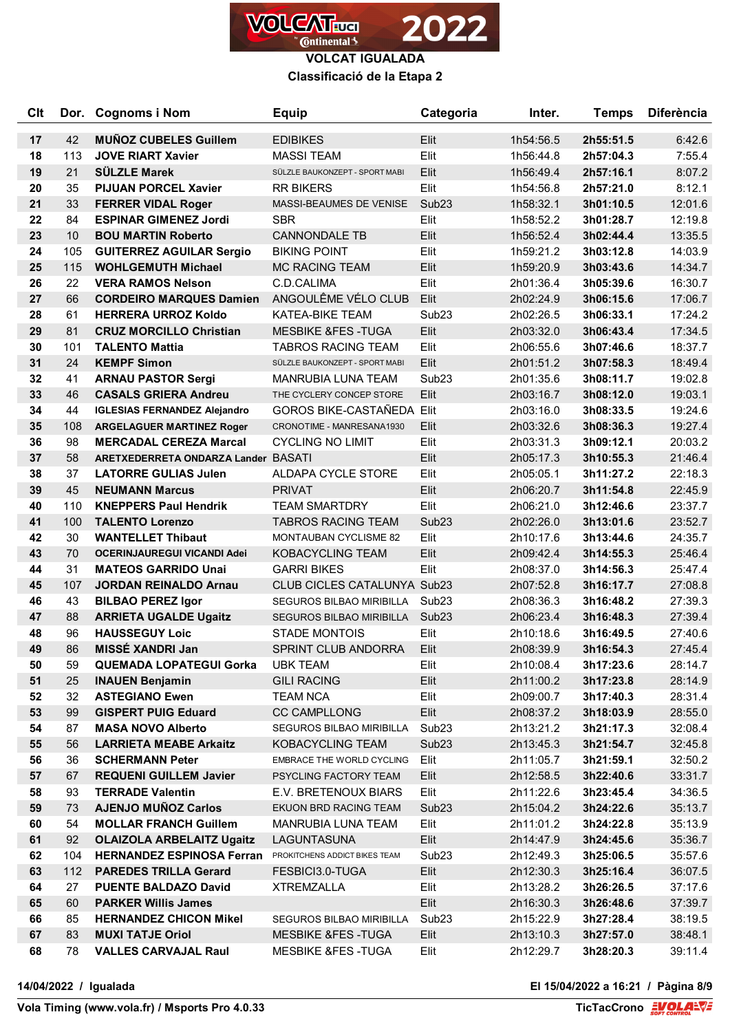**VOLCAT IGUALADA**

**Classificació de la Etapa 2**

| Clt | Dor. | Cognoms i Nom | Equip | Categoria | Inter. | Temps | Diferència |
|---|---|---|---|---|---|---|---|
| **17** | 42 | **MUÑOZ CUBELES Guillem** | EDIBIKES | Elit | 1h54:56.5 | **2h55:51.5** | 6:42.6 |
| **18** | 113 | **JOVE RIART Xavier** | MASSI TEAM | Elit | 1h56:44.8 | **2h57:04.3** | 7:55.4 |
| **19** | 21 | **SÜLZLE Marek** | SÜLZLE BAUKONZEPT - SPORT MABI | Elit | 1h56:49.4 | **2h57:16.1** | 8:07.2 |
| **20** | 35 | **PIJUAN PORCEL Xavier** | RR BIKERS | Elit | 1h54:56.8 | **2h57:21.0** | 8:12.1 |
| **21** | 33 | **FERRER VIDAL Roger** | MASSI-BEAUMES DE VENISE | Sub23 | 1h58:32.1 | **3h01:10.5** | 12:01.6 |
| **22** | 84 | **ESPINAR GIMENEZ Jordi** | SBR | Elit | 1h58:52.2 | **3h01:28.7** | 12:19.8 |
| **23** | 10 | **BOU MARTIN Roberto** | CANNONDALE TB | Elit | 1h56:52.4 | **3h02:44.4** | 13:35.5 |
| **24** | 105 | **GUITERREZ AGUILAR Sergio** | BIKING POINT | Elit | 1h59:21.2 | **3h03:12.8** | 14:03.9 |
| **25** | 115 | **WOHLGEMUTH Michael** | MC RACING TEAM | Elit | 1h59:20.9 | **3h03:43.6** | 14:34.7 |
| **26** | 22 | **VERA RAMOS Nelson** | C.D.CALIMA | Elit | 2h01:36.4 | **3h05:39.6** | 16:30.7 |
| **27** | 66 | **CORDEIRO MARQUES Damien** | ANGOULÊME VÉLO CLUB | Elit | 2h02:24.9 | **3h06:15.6** | 17:06.7 |
| **28** | 61 | **HERRERA URROZ Koldo** | KATEA-BIKE TEAM | Sub23 | 2h02:26.5 | **3h06:33.1** | 17:24.2 |
| **29** | 81 | **CRUZ MORCILLO Christian** | MESBIKE &FES -TUGA | Elit | 2h03:32.0 | **3h06:43.4** | 17:34.5 |
| **30** | 101 | **TALENTO Mattia** | TABROS RACING TEAM | Elit | 2h06:55.6 | **3h07:46.6** | 18:37.7 |
| **31** | 24 | **KEMPF Simon** | SÜLZLE BAUKONZEPT - SPORT MABI | Elit | 2h01:51.2 | **3h07:58.3** | 18:49.4 |
| **32** | 41 | **ARNAU PASTOR Sergi** | MANRUBIA LUNA TEAM | Sub23 | 2h01:35.6 | **3h08:11.7** | 19:02.8 |
| **33** | 46 | **CASALS GRIERA Andreu** | THE CYCLERY CONCEP STORE | Elit | 2h03:16.7 | **3h08:12.0** | 19:03.1 |
| **34** | 44 | **IGLESIAS FERNANDEZ Alejandro** | GOROS BIKE-CASTAÑEDA | Elit | 2h03:16.0 | **3h08:33.5** | 19:24.6 |
| **35** | 108 | **ARGELAGUER MARTINEZ Roger** | CRONOTIME - MANRESANA1930 | Elit | 2h03:32.6 | **3h08:36.3** | 19:27.4 |
| **36** | 98 | **MERCADAL CEREZA Marcal** | CYCLING NO LIMIT | Elit | 2h03:31.3 | **3h09:12.1** | 20:03.2 |
| **37** | 58 | **ARETXEDERRETA ONDARZA Lander** | BASATI | Elit | 2h05:17.3 | **3h10:55.3** | 21:46.4 |
| **38** | 37 | **LATORRE GULIAS Julen** | ALDAPA CYCLE STORE | Elit | 2h05:05.1 | **3h11:27.2** | 22:18.3 |
| **39** | 45 | **NEUMANN Marcus** | PRIVAT | Elit | 2h06:20.7 | **3h11:54.8** | 22:45.9 |
| **40** | 110 | **KNEPPERS Paul Hendrik** | TEAM SMARTDRY | Elit | 2h06:21.0 | **3h12:46.6** | 23:37.7 |
| **41** | 100 | **TALENTO Lorenzo** | TABROS RACING TEAM | Sub23 | 2h02:26.0 | **3h13:01.6** | 23:52.7 |
| **42** | 30 | **WANTELLET Thibaut** | MONTAUBAN CYCLISME 82 | Elit | 2h10:17.6 | **3h13:44.6** | 24:35.7 |
| **43** | 70 | **OCERINJAUREGUI VICANDI Adei** | KOBACYCLING TEAM | Elit | 2h09:42.4 | **3h14:55.3** | 25:46.4 |
| **44** | 31 | **MATEOS GARRIDO Unai** | GARRI BIKES | Elit | 2h08:37.0 | **3h14:56.3** | 25:47.4 |
| **45** | 107 | **JORDAN REINALDO Arnau** | CLUB CICLES CATALUNYA | Sub23 | 2h07:52.8 | **3h16:17.7** | 27:08.8 |
| **46** | 43 | **BILBAO PEREZ Igor** | SEGUROS BILBAO MIRIBILLA | Sub23 | 2h08:36.3 | **3h16:48.2** | 27:39.3 |
| **47** | 88 | **ARRIETA UGALDE Ugaitz** | SEGUROS BILBAO MIRIBILLA | Sub23 | 2h06:23.4 | **3h16:48.3** | 27:39.4 |
| **48** | 96 | **HAUSSEGUY Loic** | STADE MONTOIS | Elit | 2h10:18.6 | **3h16:49.5** | 27:40.6 |
| **49** | 86 | **MISSÉ XANDRI Jan** | SPRINT CLUB ANDORRA | Elit | 2h08:39.9 | **3h16:54.3** | 27:45.4 |
| **50** | 59 | **QUEMADA LOPATEGUI Gorka** | UBK TEAM | Elit | 2h10:08.4 | **3h17:23.6** | 28:14.7 |
| **51** | 25 | **INAUEN Benjamin** | GILI RACING | Elit | 2h11:00.2 | **3h17:23.8** | 28:14.9 |
| **52** | 32 | **ASTEGIANO Ewen** | TEAM NCA | Elit | 2h09:00.7 | **3h17:40.3** | 28:31.4 |
| **53** | 99 | **GISPERT PUIG Eduard** | CC CAMPLLONG | Elit | 2h08:37.2 | **3h18:03.9** | 28:55.0 |
| **54** | 87 | **MASA NOVO Alberto** | SEGUROS BILBAO MIRIBILLA | Sub23 | 2h13:21.2 | **3h21:17.3** | 32:08.4 |
| **55** | 56 | **LARRIETA MEABE Arkaitz** | KOBACYCLING TEAM | Sub23 | 2h13:45.3 | **3h21:54.7** | 32:45.8 |
| **56** | 36 | **SCHERMANN Peter** | EMBRACE THE WORLD CYCLING | Elit | 2h11:05.7 | **3h21:59.1** | 32:50.2 |
| **57** | 67 | **REQUENI GUILLEM Javier** | PSYCLING FACTORY TEAM | Elit | 2h12:58.5 | **3h22:40.6** | 33:31.7 |
| **58** | 93 | **TERRADE Valentin** | E.V. BRETENOUX BIARS | Elit | 2h11:22.6 | **3h23:45.4** | 34:36.5 |
| **59** | 73 | **AJENJO MUÑOZ Carlos** | EKUON BRD RACING TEAM | Sub23 | 2h15:04.2 | **3h24:22.6** | 35:13.7 |
| **60** | 54 | **MOLLAR FRANCH Guillem** | MANRUBIA LUNA TEAM | Elit | 2h11:01.2 | **3h24:22.8** | 35:13.9 |
| **61** | 92 | **OLAIZOLA ARBELAITZ Ugaitz** | LAGUNTASUNA | Elit | 2h14:47.9 | **3h24:45.6** | 35:36.7 |
| **62** | 104 | **HERNANDEZ ESPINOSA Ferran** | PROKITCHENS ADDICT BIKES TEAM | Sub23 | 2h12:49.3 | **3h25:06.5** | 35:57.6 |
| **63** | 112 | **PAREDES TRILLA Gerard** | FESBICI3.0-TUGA | Elit | 2h12:30.3 | **3h25:16.4** | 36:07.5 |
| **64** | 27 | **PUENTE BALDAZO David** | XTREMZALLA | Elit | 2h13:28.2 | **3h26:26.5** | 37:17.6 |
| **65** | 60 | **PARKER Willis James** | | Elit | 2h16:30.3 | **3h26:48.6** | 37:39.7 |
| **66** | 85 | **HERNANDEZ CHICON Mikel** | SEGUROS BILBAO MIRIBILLA | Sub23 | 2h15:22.9 | **3h27:28.4** | 38:19.5 |
| **67** | 83 | **MUXI TATJE Oriol** | MESBIKE &FES -TUGA | Elit | 2h13:10.3 | **3h27:57.0** | 38:48.1 |
| **68** | 78 | **VALLES CARVAJAL Raul** | MESBIKE &FES -TUGA | Elit | 2h12:29.7 | **3h28:20.3** | 39:11.4 |

**14/04/2022 / Igualada** — **El 15/04/2022 a 16:21**

**Vola Timing (www.vola.fr) / Msports Pro 4.0.33** — **TicTacCrono**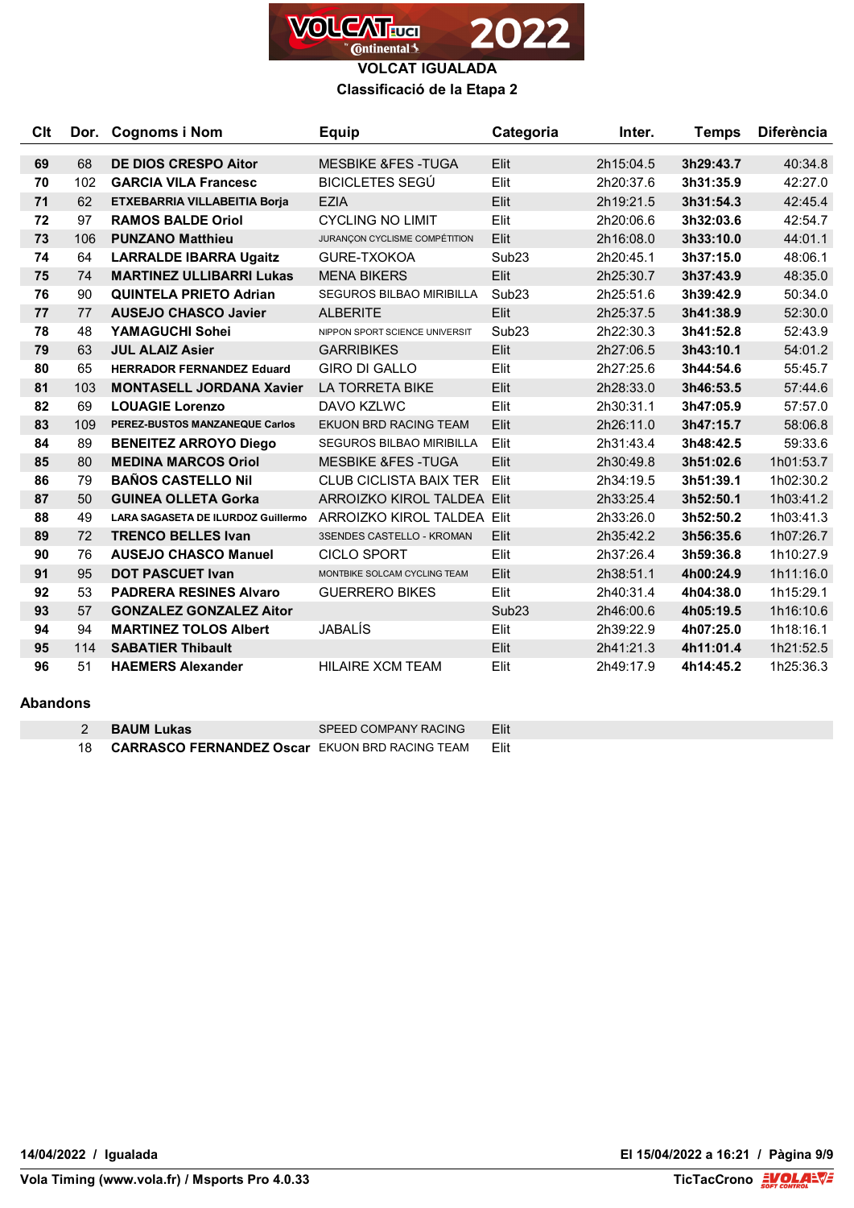# VOLCAT IGUALADA

## Classificació de la Etapa 2

| Clt | Dor. | Cognoms i Nom | Equip | Categoria | Inter. | Temps | Diferència |
|---|---|---|---|---|---|---|---|
| 69 | 68 | **DE DIOS CRESPO Aitor** | MESBIKE &FES -TUGA | Elit | 2h15:04.5 | **3h29:43.7** | 40:34.8 |
| 70 | 102 | **GARCIA VILA Francesc** | BICICLETES SEGÚ | Elit | 2h20:37.6 | **3h31:35.9** | 42:27.0 |
| 71 | 62 | **ETXEBARRIA VILLABEITIA Borja** | EZIA | Elit | 2h19:21.5 | **3h31:54.3** | 42:45.4 |
| 72 | 97 | **RAMOS BALDE Oriol** | CYCLING NO LIMIT | Elit | 2h20:06.6 | **3h32:03.6** | 42:54.7 |
| 73 | 106 | **PUNZANO Matthieu** | JURANÇON CYCLISME COMPÉTITION | Elit | 2h16:08.0 | **3h33:10.0** | 44:01.1 |
| 74 | 64 | **LARRALDE IBARRA Ugaitz** | GURE-TXOKOA | Sub23 | 2h20:45.1 | **3h37:15.0** | 48:06.1 |
| 75 | 74 | **MARTINEZ ULLIBARRI Lukas** | MENA BIKERS | Elit | 2h25:30.7 | **3h37:43.9** | 48:35.0 |
| 76 | 90 | **QUINTELA PRIETO Adrian** | SEGUROS BILBAO MIRIBILLA | Sub23 | 2h25:51.6 | **3h39:42.9** | 50:34.0 |
| 77 | 77 | **AUSEJO CHASCO Javier** | ALBERITE | Elit | 2h25:37.5 | **3h41:38.9** | 52:30.0 |
| 78 | 48 | **YAMAGUCHI Sohei** | NIPPON SPORT SCIENCE UNIVERSIT | Sub23 | 2h22:30.3 | **3h41:52.8** | 52:43.9 |
| 79 | 63 | **JUL ALAIZ Asier** | GARRIBIKES | Elit | 2h27:06.5 | **3h43:10.1** | 54:01.2 |
| 80 | 65 | **HERRADOR FERNANDEZ Eduard** | GIRO DI GALLO | Elit | 2h27:25.6 | **3h44:54.6** | 55:45.7 |
| 81 | 103 | **MONTASELL JORDANA Xavier** | LA TORRETA BIKE | Elit | 2h28:33.0 | **3h46:53.5** | 57:44.6 |
| 82 | 69 | **LOUAGIE Lorenzo** | DAVO KZLWC | Elit | 2h30:31.1 | **3h47:05.9** | 57:57.0 |
| 83 | 109 | **PEREZ-BUSTOS MANZANEQUE Carlos** | EKUON BRD RACING TEAM | Elit | 2h26:11.0 | **3h47:15.7** | 58:06.8 |
| 84 | 89 | **BENEITEZ ARROYO Diego** | SEGUROS BILBAO MIRIBILLA | Elit | 2h31:43.4 | **3h48:42.5** | 59:33.6 |
| 85 | 80 | **MEDINA MARCOS Oriol** | MESBIKE &FES -TUGA | Elit | 2h30:49.8 | **3h51:02.6** | 1h01:53.7 |
| 86 | 79 | **BAÑOS CASTELLO Nil** | CLUB CICLISTA BAIX TER | Elit | 2h34:19.5 | **3h51:39.1** | 1h02:30.2 |
| 87 | 50 | **GUINEA OLLETA Gorka** | ARROIZKO KIROL TALDEA | Elit | 2h33:25.4 | **3h52:50.1** | 1h03:41.2 |
| 88 | 49 | **LARA SAGASETA DE ILURDOZ Guillermo** | ARROIZKO KIROL TALDEA | Elit | 2h33:26.0 | **3h52:50.2** | 1h03:41.3 |
| 89 | 72 | **TRENCO BELLES Ivan** | 3SENDES CASTELLO - KROMAN | Elit | 2h35:42.2 | **3h56:35.6** | 1h07:26.7 |
| 90 | 76 | **AUSEJO CHASCO Manuel** | CICLO SPORT | Elit | 2h37:26.4 | **3h59:36.8** | 1h10:27.9 |
| 91 | 95 | **DOT PASCUET Ivan** | MONTBIKE SOLCAM CYCLING TEAM | Elit | 2h38:51.1 | **4h00:24.9** | 1h11:16.0 |
| 92 | 53 | **PADRERA RESINES Alvaro** | GUERRERO BIKES | Elit | 2h40:31.4 | **4h04:38.0** | 1h15:29.1 |
| 93 | 57 | **GONZALEZ GONZALEZ Aitor** | | Sub23 | 2h46:00.6 | **4h05:19.5** | 1h16:10.6 |
| 94 | 94 | **MARTINEZ TOLOS Albert** | JABALÍS | Elit | 2h39:22.9 | **4h07:25.0** | 1h18:16.1 |
| 95 | 114 | **SABATIER Thibault** | | Elit | 2h41:21.3 | **4h11:01.4** | 1h21:52.5 |
| 96 | 51 | **HAEMERS Alexander** | HILAIRE XCM TEAM | Elit | 2h49:17.9 | **4h14:45.2** | 1h25:36.3 |

## Abandons

| Dor. | Cognoms i Nom | Equip | Categoria |
|---|---|---|---|
| 2 | **BAUM Lukas** | SPEED COMPANY RACING | Elit |
| 18 | **CARRASCO FERNANDEZ Oscar** | EKUON BRD RACING TEAM | Elit |

**14/04/2022 / Igualada**

**El 15/04/2022 a 16:21 / Pàgina 9/9**

**Vola Timing (www.vola.fr) / Msports Pro 4.0.33**

**TicTacCrono**